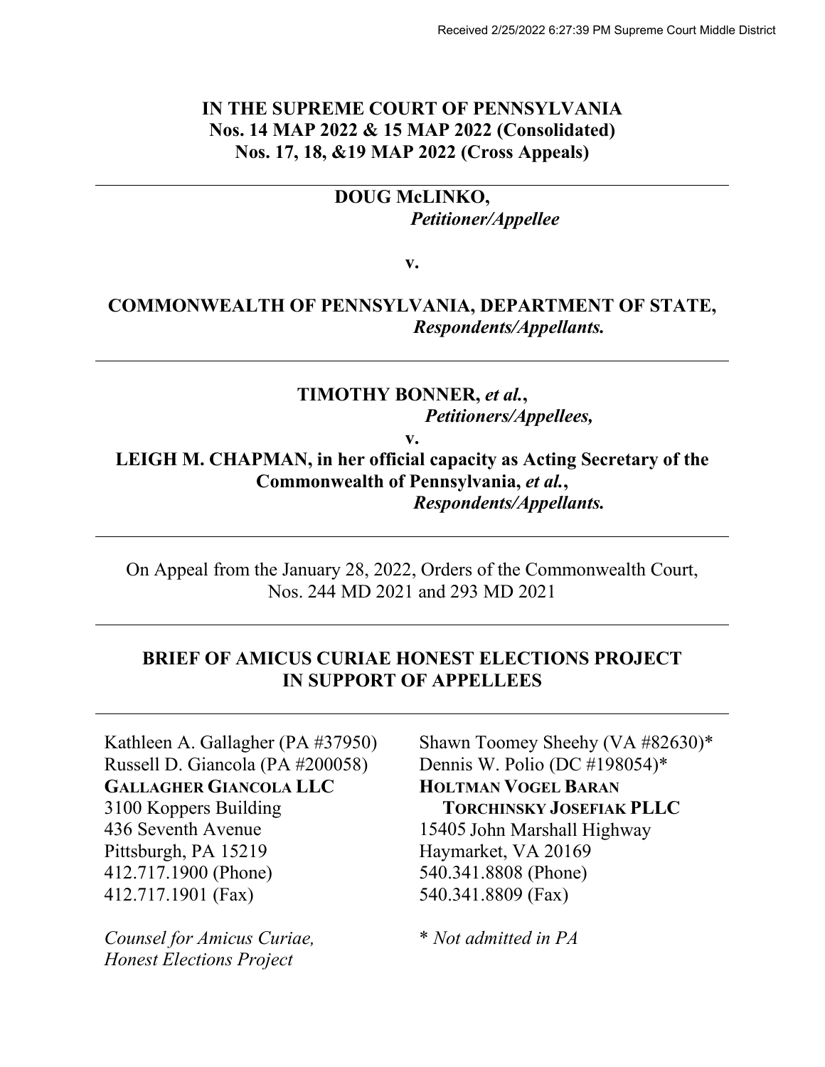Received 2/25/2022 6:27:39 PM Supreme Court Middle District

**IN THE SUPREME COURT OF PENNSYLVANIA**
**Nos. 14 MAP 2022 & 15 MAP 2022 (Consolidated)**
**Nos. 17, 18, &19 MAP 2022 (Cross Appeals)**

---

**DOUG McLINKO,**
***Petitioner/Appellee***

**v.**

**COMMONWEALTH OF PENNSYLVANIA, DEPARTMENT OF STATE,**
***Respondents/Appellants.***

---

**TIMOTHY BONNER, *et al.*,**
***Petitioners/Appellees,***

**v.**

**LEIGH M. CHAPMAN, in her official capacity as Acting Secretary of the Commonwealth of Pennsylvania, *et al.*,**
***Respondents/Appellants.***

---

On Appeal from the January 28, 2022, Orders of the Commonwealth Court, Nos. 244 MD 2021 and 293 MD 2021

---

**BRIEF OF AMICUS CURIAE HONEST ELECTIONS PROJECT IN SUPPORT OF APPELLEES**

---

Kathleen A. Gallagher (PA #37950)
Russell D. Giancola (PA #200058)
**GALLAGHER GIANCOLA LLC**
3100 Koppers Building
436 Seventh Avenue
Pittsburgh, PA 15219
412.717.1900 (Phone)
412.717.1901 (Fax)

*Counsel for Amicus Curiae, Honest Elections Project*

Shawn Toomey Sheehy (VA #82630)*
Dennis W. Polio (DC #198054)*
**HOLTMAN VOGEL BARAN TORCHINSKY JOSEFIAK PLLC**
15405 John Marshall Highway
Haymarket, VA 20169
540.341.8808 (Phone)
540.341.8809 (Fax)

\* *Not admitted in PA*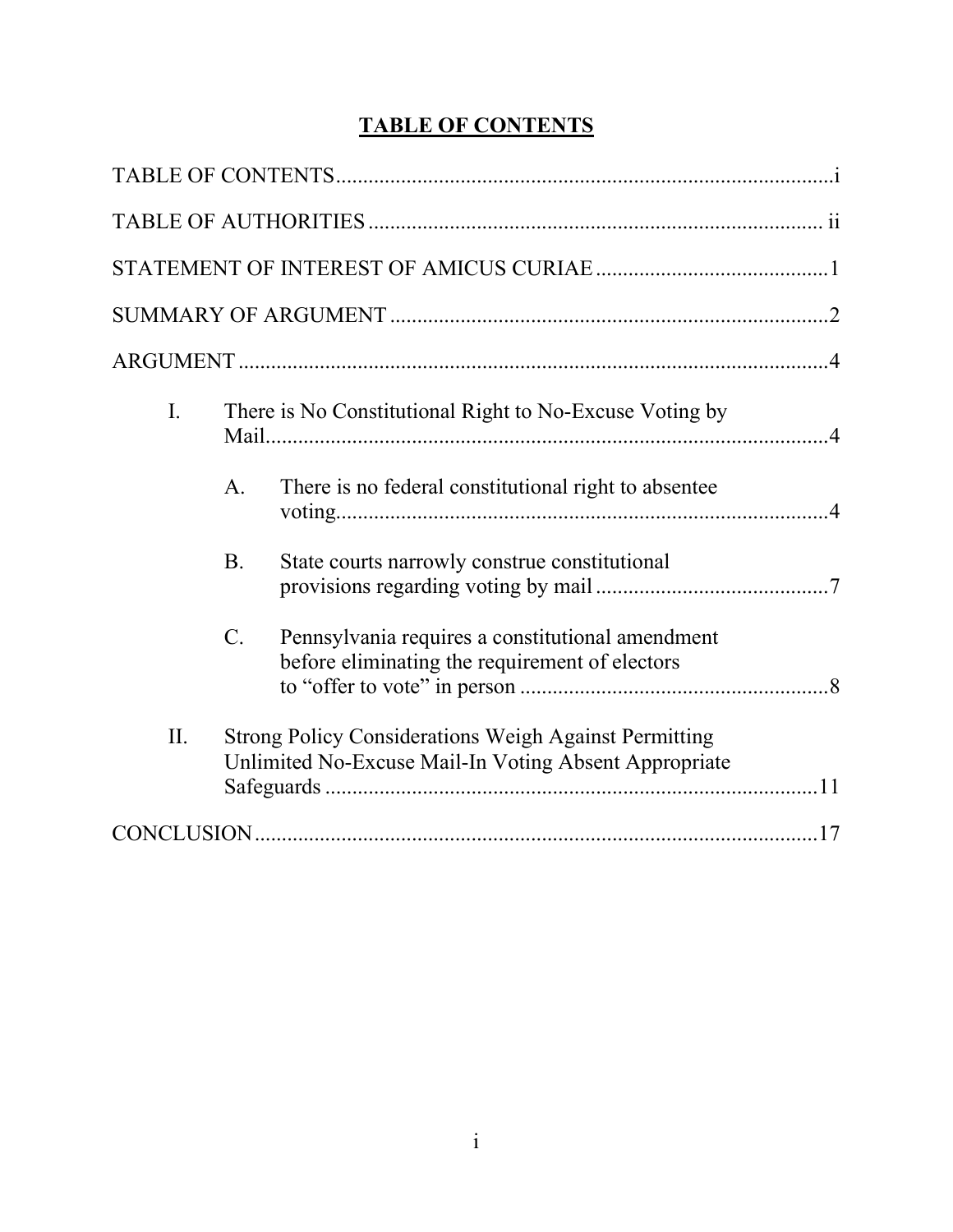# TABLE OF CONTENTS

TABLE OF CONTENTS ........................................................................................ i

TABLE OF AUTHORITIES ................................................................................ ii

STATEMENT OF INTEREST OF AMICUS CURIAE ........................................... 1

SUMMARY OF ARGUMENT ............................................................................. 2

ARGUMENT ..................................................................................................... 4

- I. There is No Constitutional Right to No-Excuse Voting by Mail ........................................................................................ 4
  - A. There is no federal constitutional right to absentee voting ........................................................................................ 4
  - B. State courts narrowly construe constitutional provisions regarding voting by mail ........................................ 7
  - C. Pennsylvania requires a constitutional amendment before eliminating the requirement of electors to "offer to vote" in person ....................................................... 8
- II. Strong Policy Considerations Weigh Against Permitting Unlimited No-Excuse Mail-In Voting Absent Appropriate Safeguards ........................................................................... 11

CONCLUSION ................................................................................................. 17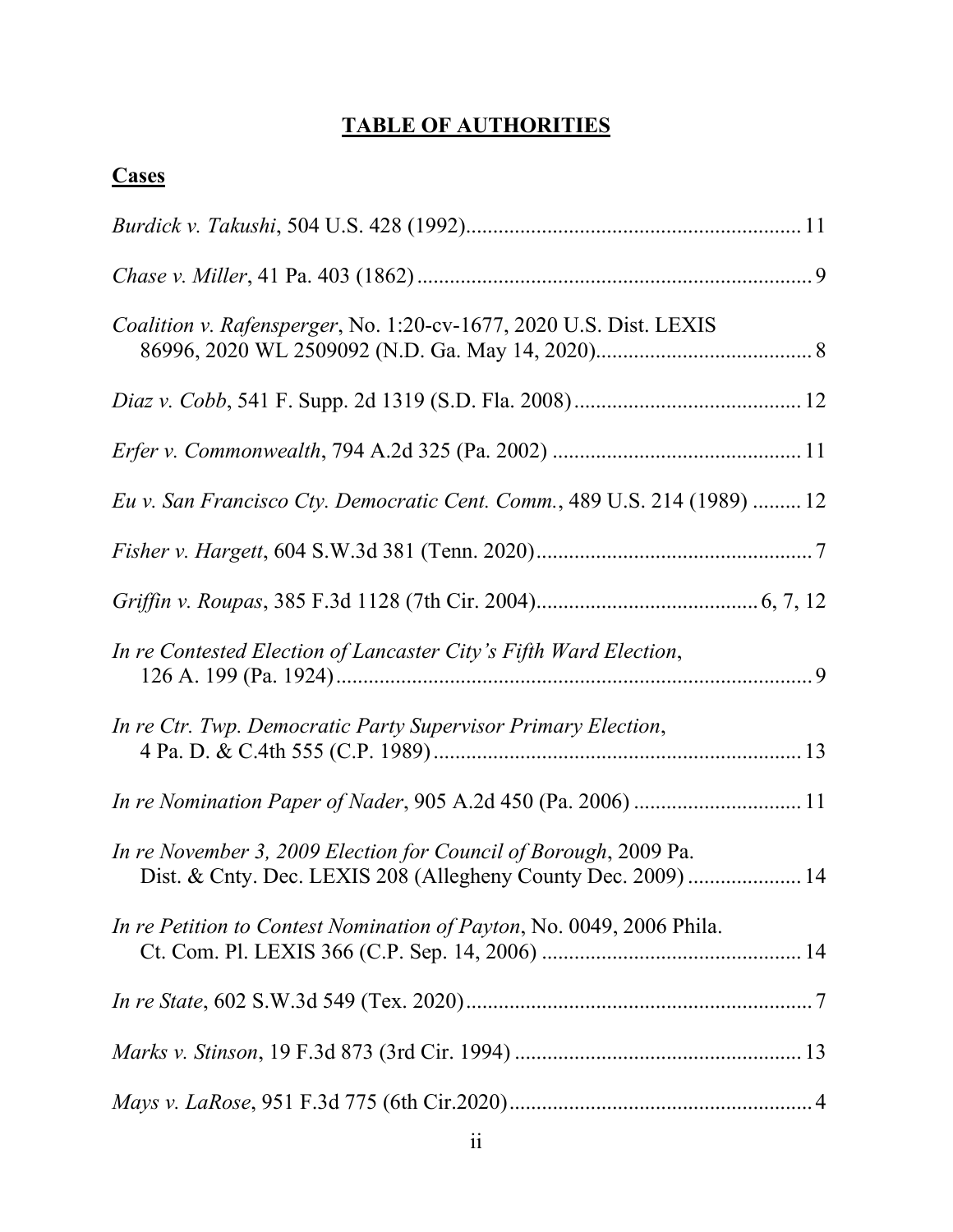# TABLE OF AUTHORITIES

## Cases

*Burdick v. Takushi*, 504 U.S. 428 (1992) ........ 11

*Chase v. Miller*, 41 Pa. 403 (1862) ........ 9

*Coalition v. Rafensperger*, No. 1:20-cv-1677, 2020 U.S. Dist. LEXIS 86996, 2020 WL 2509092 (N.D. Ga. May 14, 2020) ........ 8

*Diaz v. Cobb*, 541 F. Supp. 2d 1319 (S.D. Fla. 2008) ........ 12

*Erfer v. Commonwealth*, 794 A.2d 325 (Pa. 2002) ........ 11

*Eu v. San Francisco Cty. Democratic Cent. Comm.*, 489 U.S. 214 (1989) ........ 12

*Fisher v. Hargett*, 604 S.W.3d 381 (Tenn. 2020) ........ 7

*Griffin v. Roupas*, 385 F.3d 1128 (7th Cir. 2004) ........ 6, 7, 12

*In re Contested Election of Lancaster City's Fifth Ward Election*, 126 A. 199 (Pa. 1924) ........ 9

*In re Ctr. Twp. Democratic Party Supervisor Primary Election*, 4 Pa. D. & C.4th 555 (C.P. 1989) ........ 13

*In re Nomination Paper of Nader*, 905 A.2d 450 (Pa. 2006) ........ 11

*In re November 3, 2009 Election for Council of Borough*, 2009 Pa. Dist. & Cnty. Dec. LEXIS 208 (Allegheny County Dec. 2009) ........ 14

*In re Petition to Contest Nomination of Payton*, No. 0049, 2006 Phila. Ct. Com. Pl. LEXIS 366 (C.P. Sep. 14, 2006) ........ 14

*In re State*, 602 S.W.3d 549 (Tex. 2020) ........ 7

*Marks v. Stinson*, 19 F.3d 873 (3rd Cir. 1994) ........ 13

*Mays v. LaRose*, 951 F.3d 775 (6th Cir.2020) ........ 4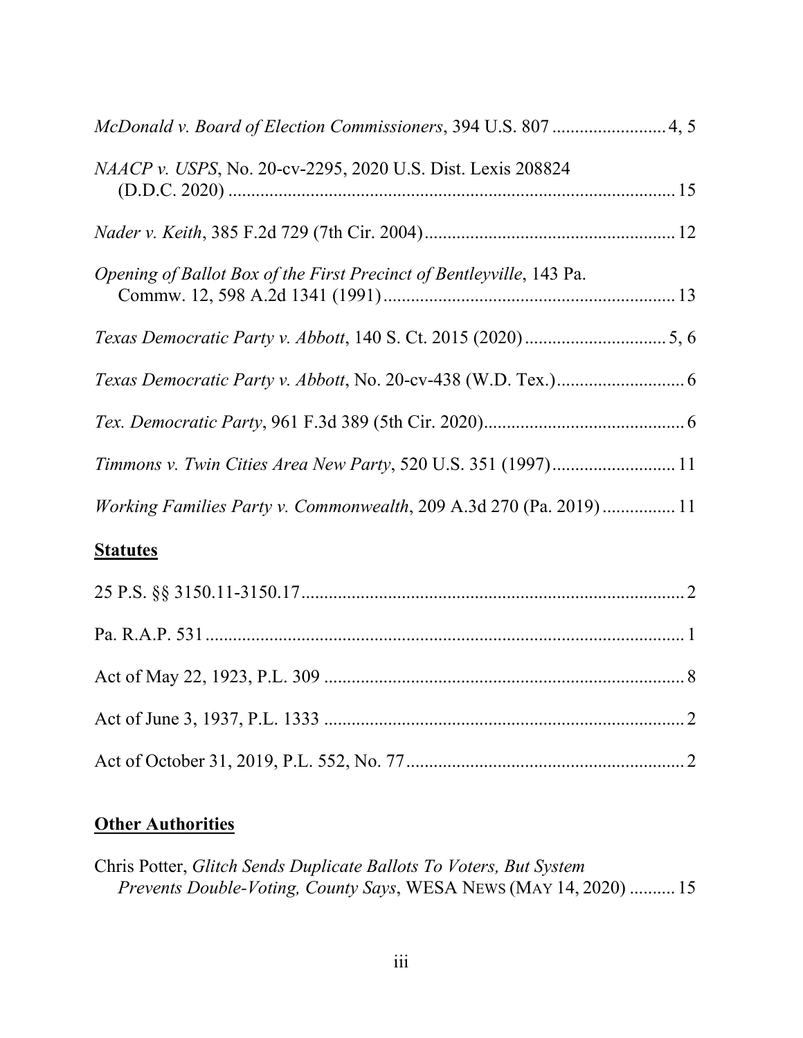*McDonald v. Board of Election Commissioners*, 394 U.S. 807 ......................... 4, 5

*NAACP v. USPS*, No. 20-cv-2295, 2020 U.S. Dist. Lexis 208824 (D.D.C. 2020) ................................................................................................... 15

*Nader v. Keith*, 385 F.2d 729 (7th Cir. 2004)....................................................... 12

*Opening of Ballot Box of the First Precinct of Bentleyville*, 143 Pa. Commw. 12, 598 A.2d 1341 (1991)................................................................ 13

*Texas Democratic Party v. Abbott*, 140 S. Ct. 2015 (2020)............................... 5, 6

*Texas Democratic Party v. Abbott*, No. 20-cv-438 (W.D. Tex.)............................ 6

*Tex. Democratic Party*, 961 F.3d 389 (5th Cir. 2020)............................................ 6

*Timmons v. Twin Cities Area New Party*, 520 U.S. 351 (1997)........................... 11

*Working Families Party v. Commonwealth*, 209 A.3d 270 (Pa. 2019)................ 11

**Statutes**

25 P.S. §§ 3150.11-3150.17.................................................................................... 2

Pa. R.A.P. 531......................................................................................................... 1

Act of May 22, 1923, P.L. 309 ............................................................................... 8

Act of June 3, 1937, P.L. 1333 ............................................................................... 2

Act of October 31, 2019, P.L. 552, No. 77............................................................. 2

**Other Authorities**

Chris Potter, *Glitch Sends Duplicate Ballots To Voters, But System Prevents Double-Voting, County Says*, WESA NEWS (MAY 14, 2020) .......... 15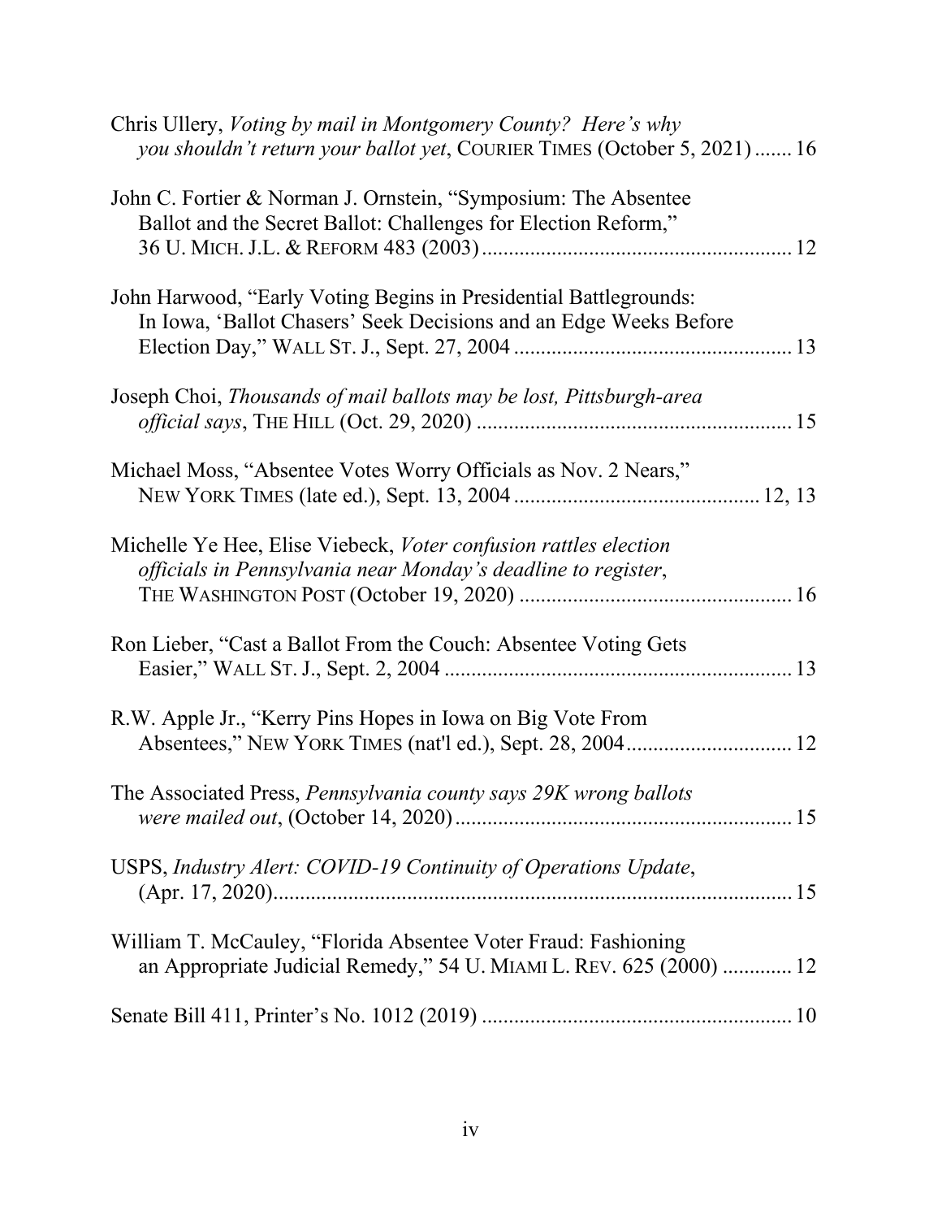Chris Ullery, *Voting by mail in Montgomery County? Here's why you shouldn't return your ballot yet*, COURIER TIMES (October 5, 2021) ....... 16

John C. Fortier & Norman J. Ornstein, "Symposium: The Absentee Ballot and the Secret Ballot: Challenges for Election Reform," 36 U. MICH. J.L. & REFORM 483 (2003) ........................................................ 12

John Harwood, "Early Voting Begins in Presidential Battlegrounds: In Iowa, 'Ballot Chasers' Seek Decisions and an Edge Weeks Before Election Day," WALL ST. J., Sept. 27, 2004 .................................................. 13

Joseph Choi, *Thousands of mail ballots may be lost, Pittsburgh-area official says*, THE HILL (Oct. 29, 2020) .......................................................... 15

Michael Moss, "Absentee Votes Worry Officials as Nov. 2 Nears," NEW YORK TIMES (late ed.), Sept. 13, 2004 ............................................. 12, 13

Michelle Ye Hee, Elise Viebeck, *Voter confusion rattles election officials in Pennsylvania near Monday's deadline to register*, THE WASHINGTON POST (October 19, 2020) .................................................. 16

Ron Lieber, "Cast a Ballot From the Couch: Absentee Voting Gets Easier," WALL ST. J., Sept. 2, 2004 ................................................................ 13

R.W. Apple Jr., "Kerry Pins Hopes in Iowa on Big Vote From Absentees," NEW YORK TIMES (nat'l ed.), Sept. 28, 2004............................... 12

The Associated Press, *Pennsylvania county says 29K wrong ballots were mailed out*, (October 14, 2020)............................................................... 15

USPS, *Industry Alert: COVID-19 Continuity of Operations Update*, (Apr. 17, 2020)................................................................................................ 15

William T. McCauley, "Florida Absentee Voter Fraud: Fashioning an Appropriate Judicial Remedy," 54 U. MIAMI L. REV. 625 (2000) ............. 12

Senate Bill 411, Printer's No. 1012 (2019) ......................................................... 10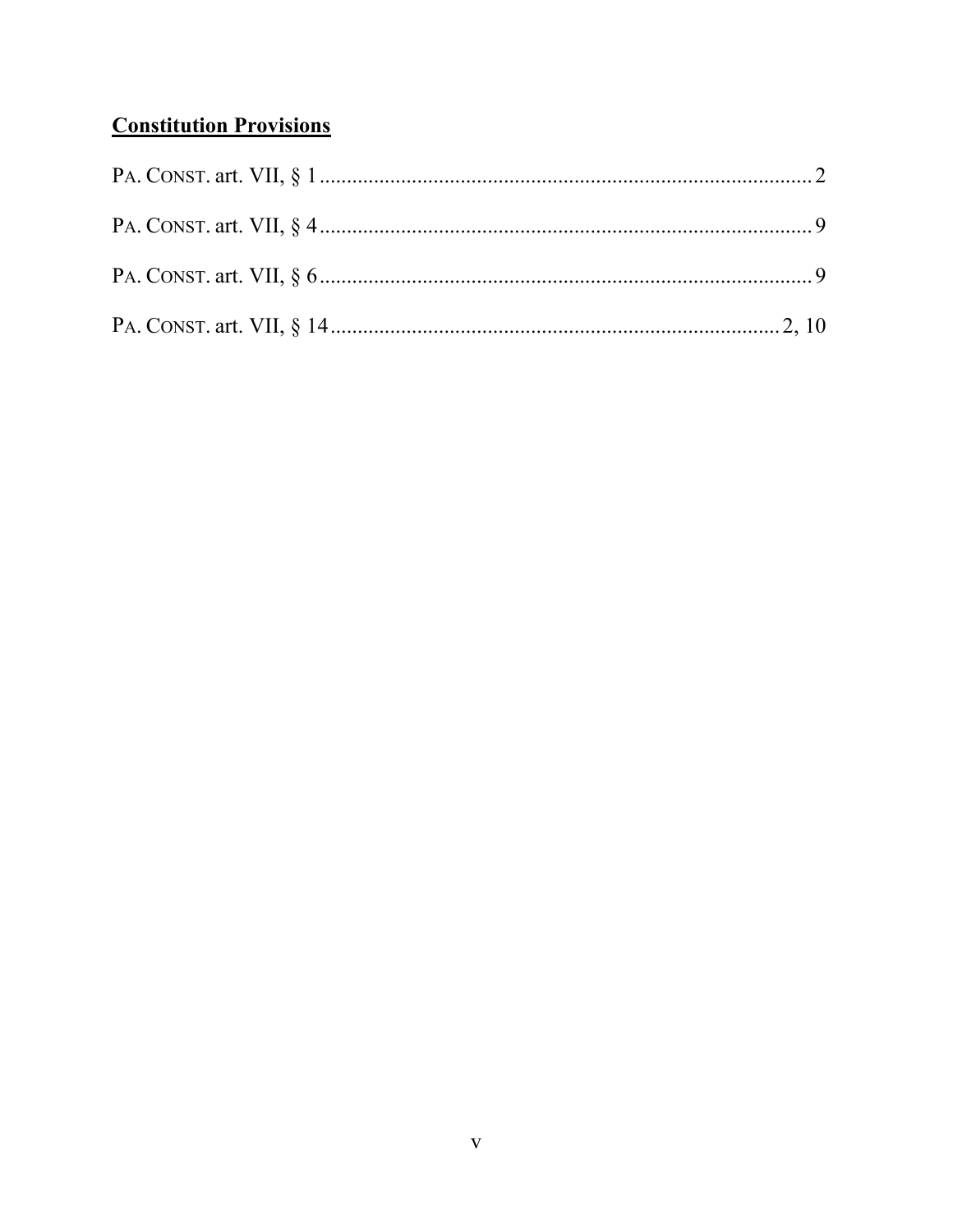**Constitution Provisions**

PA. CONST. art. VII, § 1 .......................................................................................... 2

PA. CONST. art. VII, § 4 .......................................................................................... 9

PA. CONST. art. VII, § 6 .......................................................................................... 9

PA. CONST. art. VII, § 14 .................................................................................. 2, 10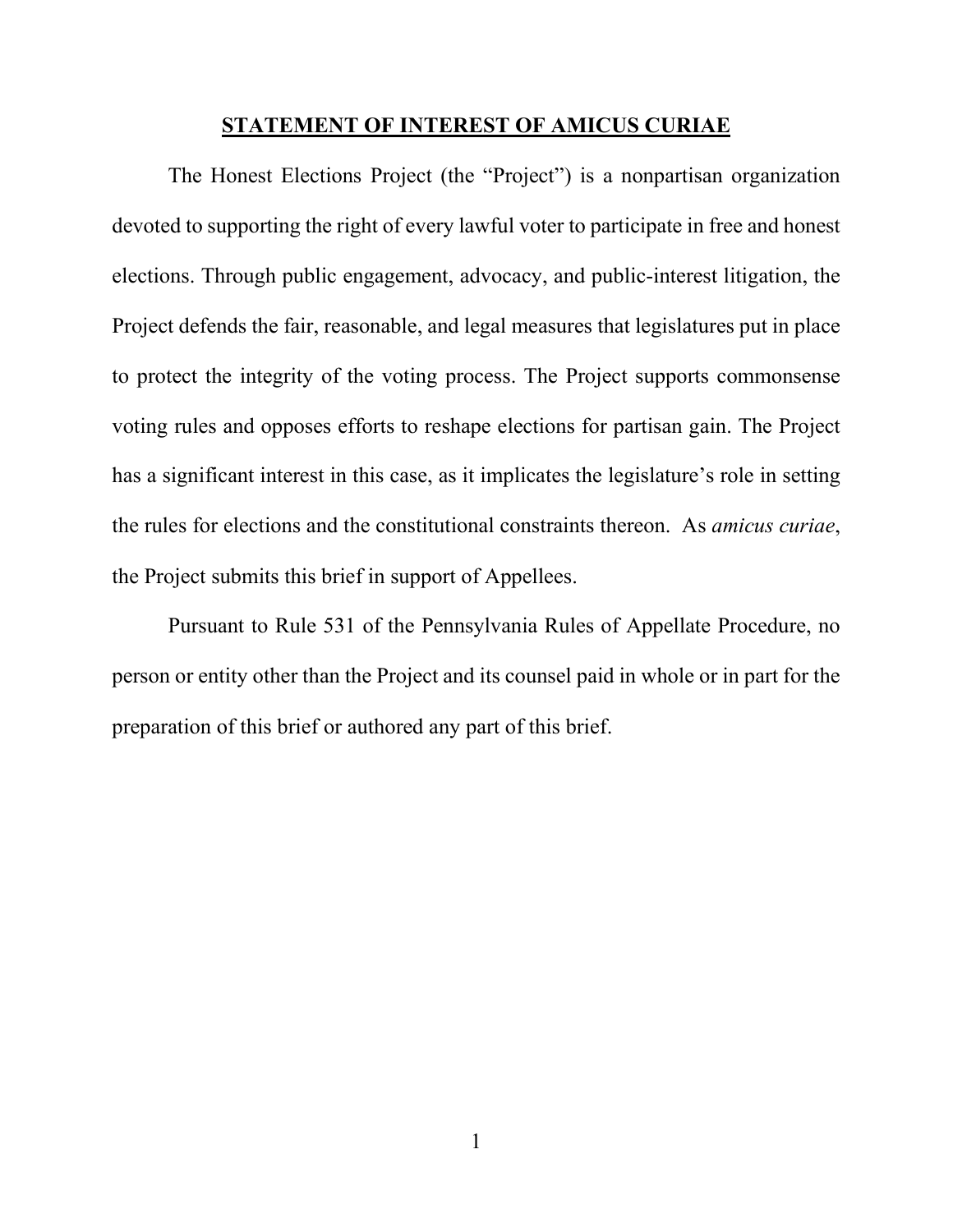## STATEMENT OF INTEREST OF AMICUS CURIAE

The Honest Elections Project (the "Project") is a nonpartisan organization devoted to supporting the right of every lawful voter to participate in free and honest elections. Through public engagement, advocacy, and public-interest litigation, the Project defends the fair, reasonable, and legal measures that legislatures put in place to protect the integrity of the voting process. The Project supports commonsense voting rules and opposes efforts to reshape elections for partisan gain. The Project has a significant interest in this case, as it implicates the legislature's role in setting the rules for elections and the constitutional constraints thereon. As *amicus curiae*, the Project submits this brief in support of Appellees.

Pursuant to Rule 531 of the Pennsylvania Rules of Appellate Procedure, no person or entity other than the Project and its counsel paid in whole or in part for the preparation of this brief or authored any part of this brief.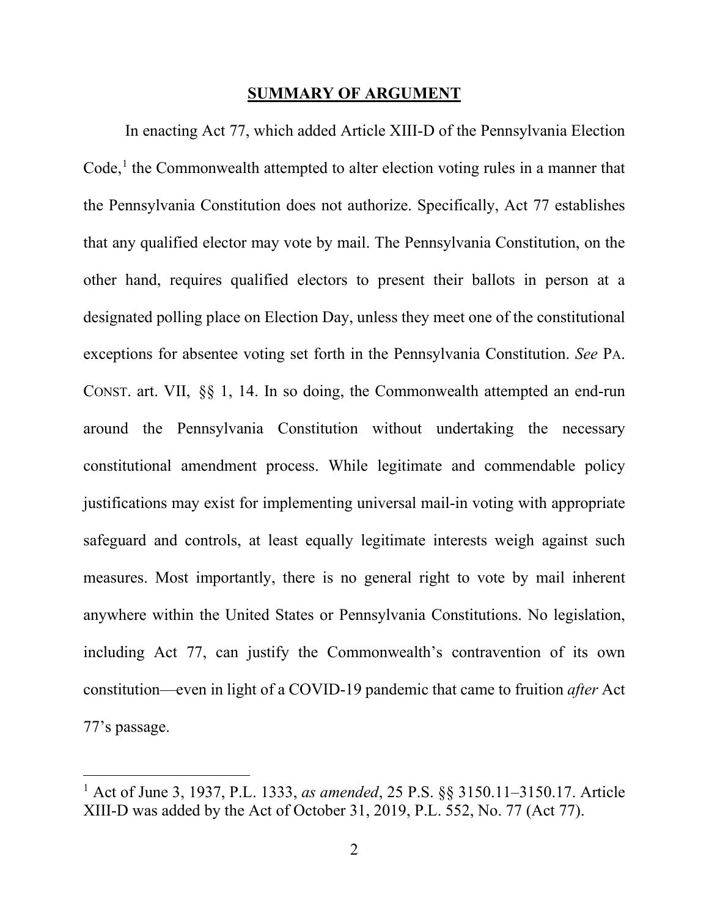## **SUMMARY OF ARGUMENT**

In enacting Act 77, which added Article XIII-D of the Pennsylvania Election Code,[1] the Commonwealth attempted to alter election voting rules in a manner that the Pennsylvania Constitution does not authorize. Specifically, Act 77 establishes that any qualified elector may vote by mail. The Pennsylvania Constitution, on the other hand, requires qualified electors to present their ballots in person at a designated polling place on Election Day, unless they meet one of the constitutional exceptions for absentee voting set forth in the Pennsylvania Constitution. *See* PA. CONST. art. VII, §§ 1, 14. In so doing, the Commonwealth attempted an end-run around the Pennsylvania Constitution without undertaking the necessary constitutional amendment process. While legitimate and commendable policy justifications may exist for implementing universal mail-in voting with appropriate safeguard and controls, at least equally legitimate interests weigh against such measures. Most importantly, there is no general right to vote by mail inherent anywhere within the United States or Pennsylvania Constitutions. No legislation, including Act 77, can justify the Commonwealth's contravention of its own constitution—even in light of a COVID-19 pandemic that came to fruition *after* Act 77's passage.

---

[1] Act of June 3, 1937, P.L. 1333, *as amended*, 25 P.S. §§ 3150.11–3150.17. Article XIII-D was added by the Act of October 31, 2019, P.L. 552, No. 77 (Act 77).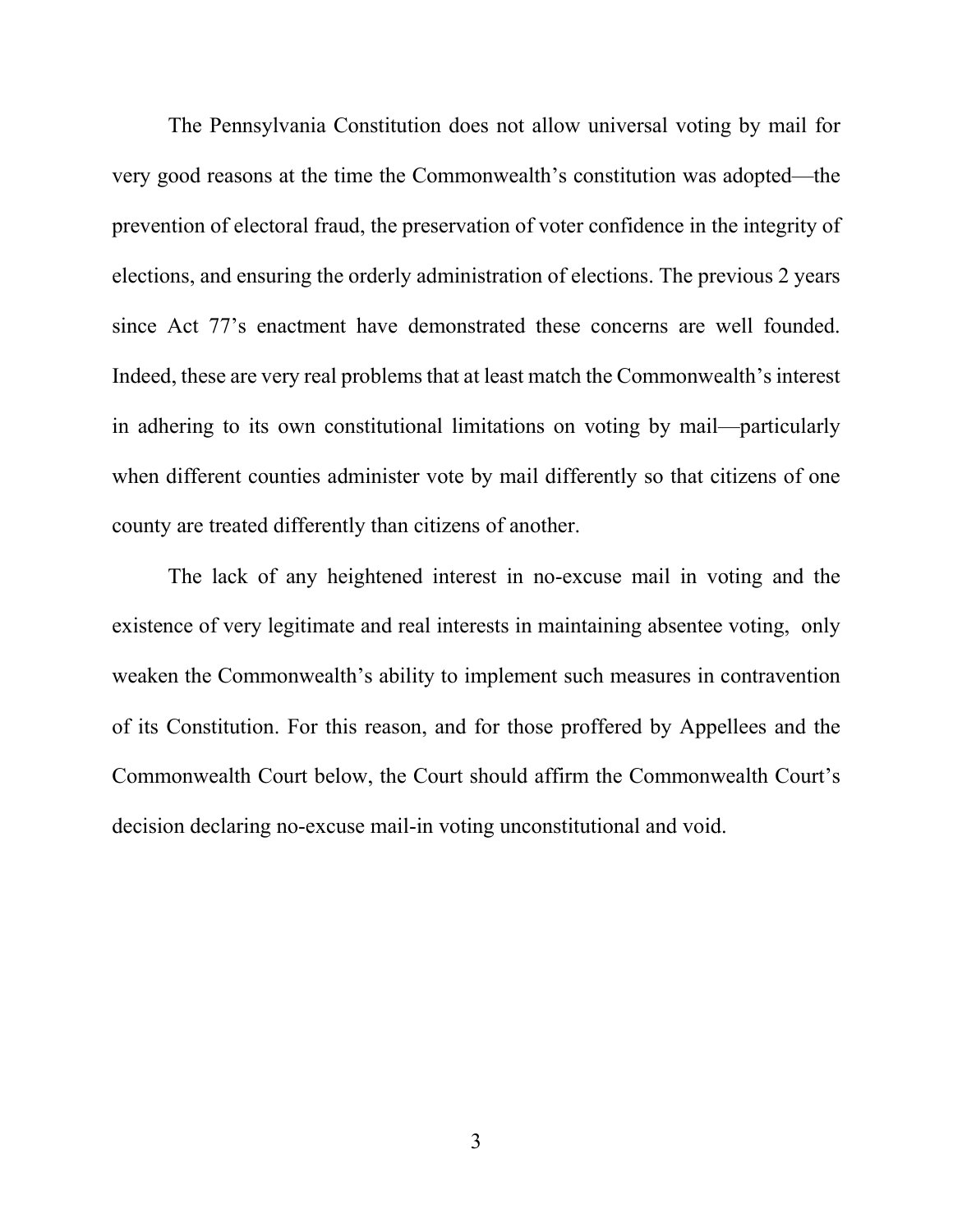The Pennsylvania Constitution does not allow universal voting by mail for very good reasons at the time the Commonwealth's constitution was adopted—the prevention of electoral fraud, the preservation of voter confidence in the integrity of elections, and ensuring the orderly administration of elections. The previous 2 years since Act 77's enactment have demonstrated these concerns are well founded. Indeed, these are very real problems that at least match the Commonwealth's interest in adhering to its own constitutional limitations on voting by mail—particularly when different counties administer vote by mail differently so that citizens of one county are treated differently than citizens of another.

The lack of any heightened interest in no-excuse mail in voting and the existence of very legitimate and real interests in maintaining absentee voting, only weaken the Commonwealth's ability to implement such measures in contravention of its Constitution. For this reason, and for those proffered by Appellees and the Commonwealth Court below, the Court should affirm the Commonwealth Court's decision declaring no-excuse mail-in voting unconstitutional and void.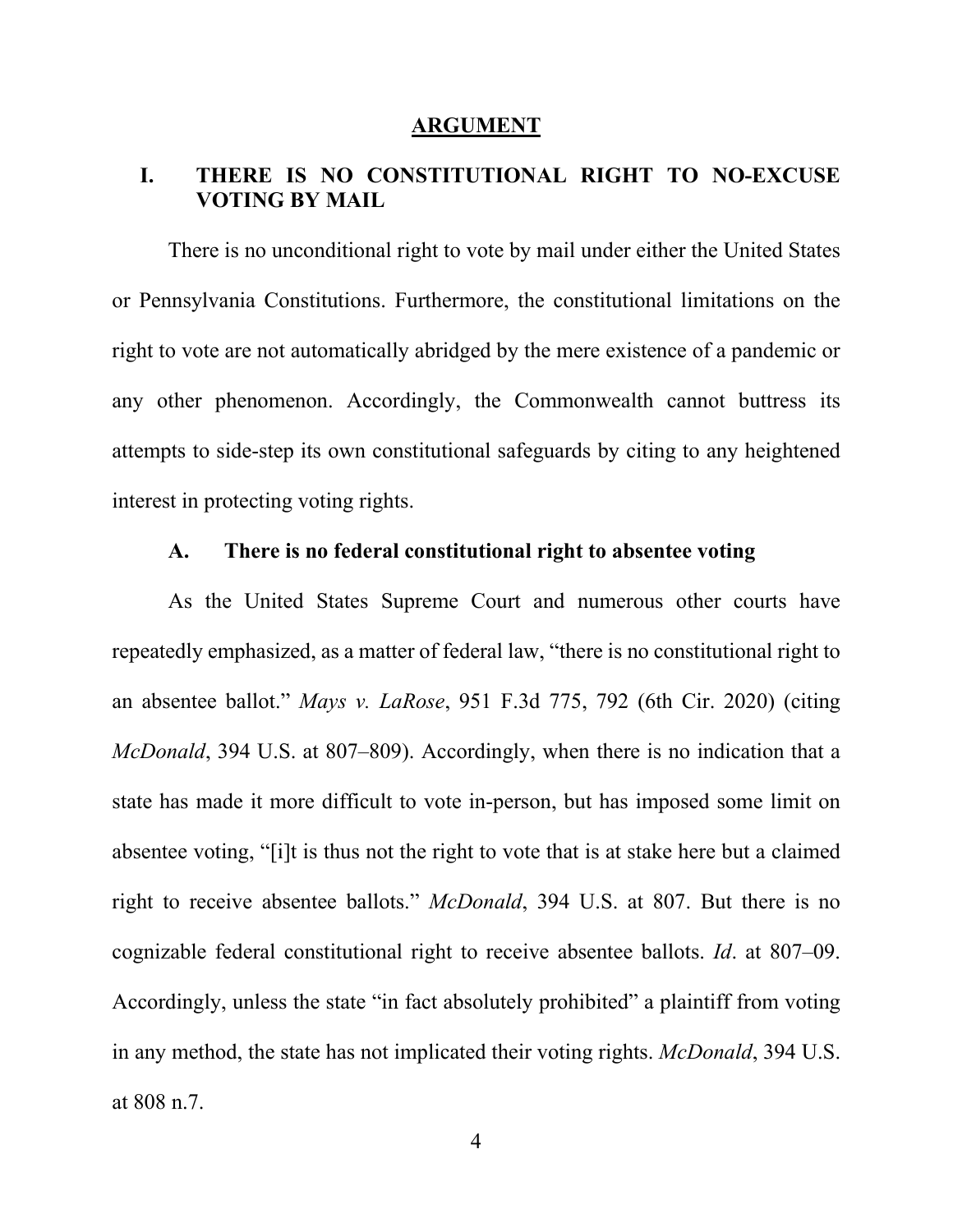# ARGUMENT

## I. THERE IS NO CONSTITUTIONAL RIGHT TO NO-EXCUSE VOTING BY MAIL

There is no unconditional right to vote by mail under either the United States or Pennsylvania Constitutions. Furthermore, the constitutional limitations on the right to vote are not automatically abridged by the mere existence of a pandemic or any other phenomenon. Accordingly, the Commonwealth cannot buttress its attempts to side-step its own constitutional safeguards by citing to any heightened interest in protecting voting rights.

### A. There is no federal constitutional right to absentee voting

As the United States Supreme Court and numerous other courts have repeatedly emphasized, as a matter of federal law, "there is no constitutional right to an absentee ballot." *Mays v. LaRose*, 951 F.3d 775, 792 (6th Cir. 2020) (citing *McDonald*, 394 U.S. at 807–809). Accordingly, when there is no indication that a state has made it more difficult to vote in-person, but has imposed some limit on absentee voting, "[i]t is thus not the right to vote that is at stake here but a claimed right to receive absentee ballots." *McDonald*, 394 U.S. at 807. But there is no cognizable federal constitutional right to receive absentee ballots. *Id*. at 807–09. Accordingly, unless the state "in fact absolutely prohibited" a plaintiff from voting in any method, the state has not implicated their voting rights. *McDonald*, 394 U.S. at 808 n.7.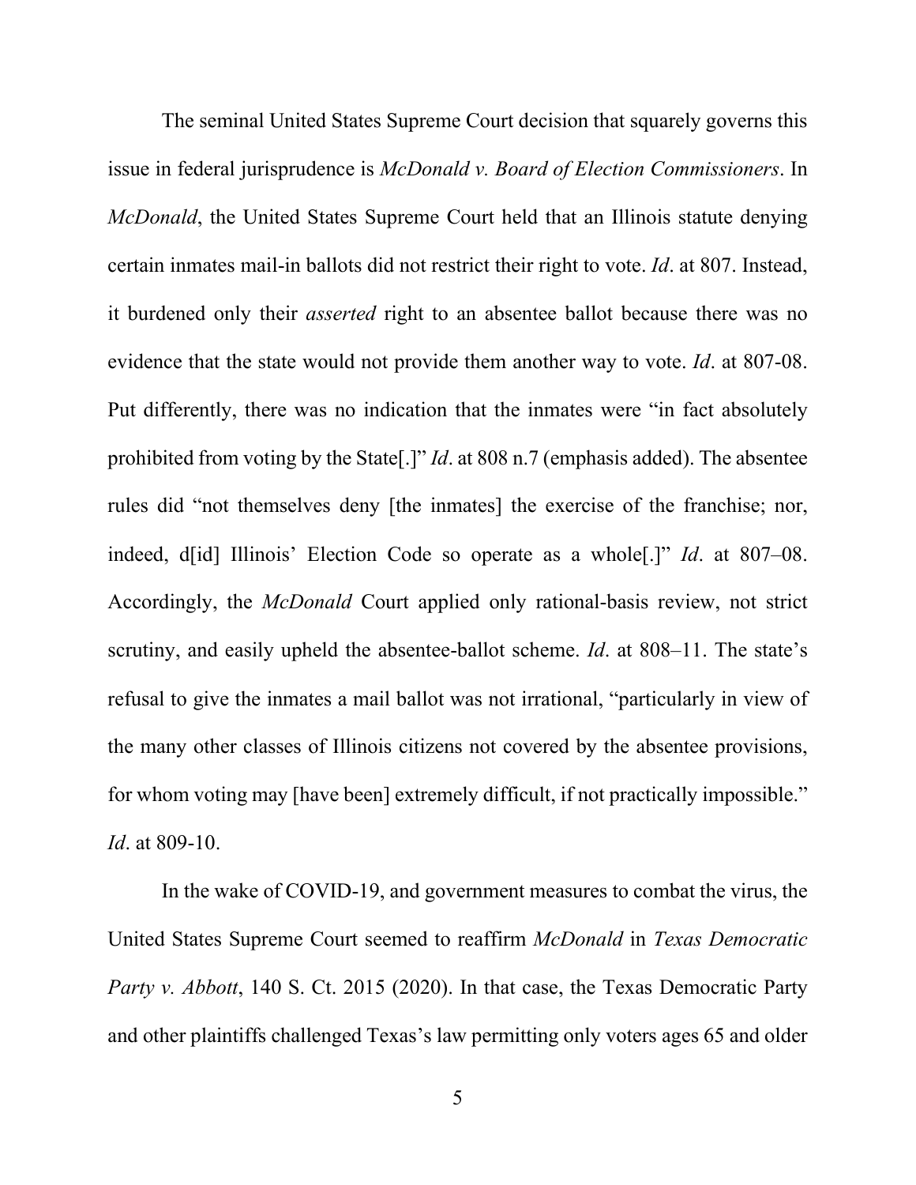The seminal United States Supreme Court decision that squarely governs this issue in federal jurisprudence is *McDonald v. Board of Election Commissioners*. In *McDonald*, the United States Supreme Court held that an Illinois statute denying certain inmates mail-in ballots did not restrict their right to vote. *Id*. at 807. Instead, it burdened only their *asserted* right to an absentee ballot because there was no evidence that the state would not provide them another way to vote. *Id*. at 807-08. Put differently, there was no indication that the inmates were "in fact absolutely prohibited from voting by the State[.]" *Id*. at 808 n.7 (emphasis added). The absentee rules did "not themselves deny [the inmates] the exercise of the franchise; nor, indeed, d[id] Illinois' Election Code so operate as a whole[.]" *Id*. at 807–08. Accordingly, the *McDonald* Court applied only rational-basis review, not strict scrutiny, and easily upheld the absentee-ballot scheme. *Id*. at 808–11. The state's refusal to give the inmates a mail ballot was not irrational, "particularly in view of the many other classes of Illinois citizens not covered by the absentee provisions, for whom voting may [have been] extremely difficult, if not practically impossible." *Id*. at 809-10.

In the wake of COVID-19, and government measures to combat the virus, the United States Supreme Court seemed to reaffirm *McDonald* in *Texas Democratic Party v. Abbott*, 140 S. Ct. 2015 (2020). In that case, the Texas Democratic Party and other plaintiffs challenged Texas's law permitting only voters ages 65 and older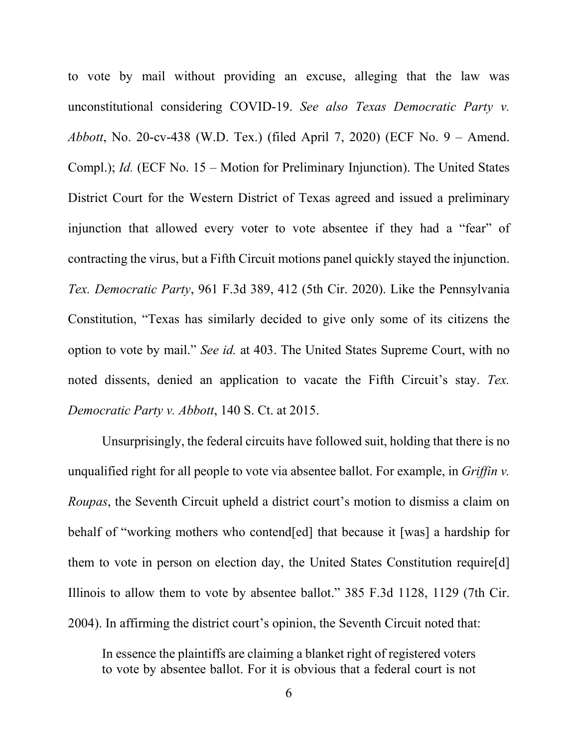to vote by mail without providing an excuse, alleging that the law was unconstitutional considering COVID-19. *See also Texas Democratic Party v. Abbott*, No. 20-cv-438 (W.D. Tex.) (filed April 7, 2020) (ECF No. 9 – Amend. Compl.); *Id.* (ECF No. 15 – Motion for Preliminary Injunction). The United States District Court for the Western District of Texas agreed and issued a preliminary injunction that allowed every voter to vote absentee if they had a "fear" of contracting the virus, but a Fifth Circuit motions panel quickly stayed the injunction. *Tex. Democratic Party*, 961 F.3d 389, 412 (5th Cir. 2020). Like the Pennsylvania Constitution, "Texas has similarly decided to give only some of its citizens the option to vote by mail." *See id.* at 403. The United States Supreme Court, with no noted dissents, denied an application to vacate the Fifth Circuit's stay. *Tex. Democratic Party v. Abbott*, 140 S. Ct. at 2015.

Unsurprisingly, the federal circuits have followed suit, holding that there is no unqualified right for all people to vote via absentee ballot. For example, in *Griffin v. Roupas*, the Seventh Circuit upheld a district court's motion to dismiss a claim on behalf of "working mothers who contend[ed] that because it [was] a hardship for them to vote in person on election day, the United States Constitution require[d] Illinois to allow them to vote by absentee ballot." 385 F.3d 1128, 1129 (7th Cir. 2004). In affirming the district court's opinion, the Seventh Circuit noted that:

> In essence the plaintiffs are claiming a blanket right of registered voters to vote by absentee ballot. For it is obvious that a federal court is not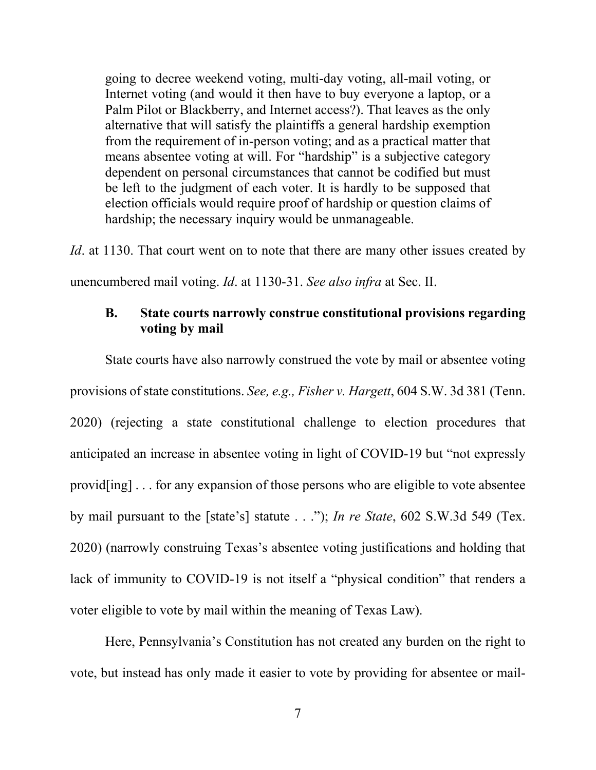> going to decree weekend voting, multi-day voting, all-mail voting, or Internet voting (and would it then have to buy everyone a laptop, or a Palm Pilot or Blackberry, and Internet access?). That leaves as the only alternative that will satisfy the plaintiffs a general hardship exemption from the requirement of in-person voting; and as a practical matter that means absentee voting at will. For "hardship" is a subjective category dependent on personal circumstances that cannot be codified but must be left to the judgment of each voter. It is hardly to be supposed that election officials would require proof of hardship or question claims of hardship; the necessary inquiry would be unmanageable.

*Id*. at 1130. That court went on to note that there are many other issues created by unencumbered mail voting. *Id*. at 1130-31. *See also infra* at Sec. II.

### B. State courts narrowly construe constitutional provisions regarding voting by mail

State courts have also narrowly construed the vote by mail or absentee voting provisions of state constitutions. *See, e.g., Fisher v. Hargett*, 604 S.W. 3d 381 (Tenn. 2020) (rejecting a state constitutional challenge to election procedures that anticipated an increase in absentee voting in light of COVID-19 but "not expressly provid[ing] . . . for any expansion of those persons who are eligible to vote absentee by mail pursuant to the [state's] statute . . ."); *In re State*, 602 S.W.3d 549 (Tex. 2020) (narrowly construing Texas's absentee voting justifications and holding that lack of immunity to COVID-19 is not itself a "physical condition" that renders a voter eligible to vote by mail within the meaning of Texas Law).

Here, Pennsylvania's Constitution has not created any burden on the right to vote, but instead has only made it easier to vote by providing for absentee or mail-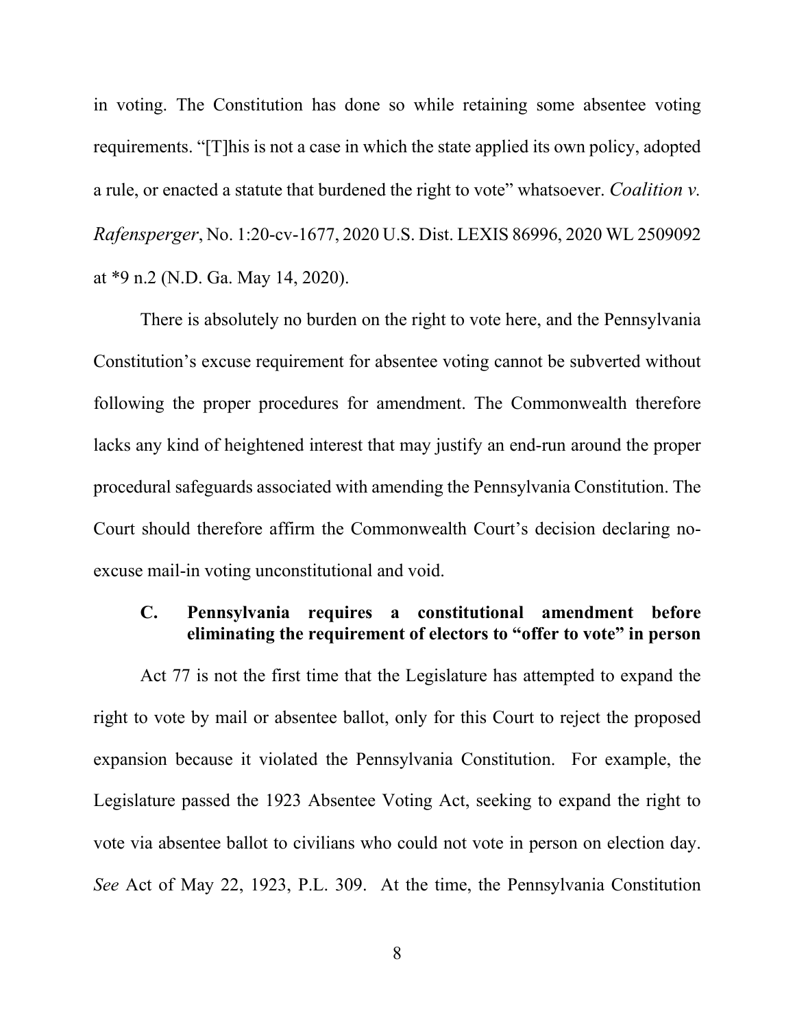in voting. The Constitution has done so while retaining some absentee voting requirements. "[T]his is not a case in which the state applied its own policy, adopted a rule, or enacted a statute that burdened the right to vote" whatsoever. *Coalition v. Rafensperger*, No. 1:20-cv-1677, 2020 U.S. Dist. LEXIS 86996, 2020 WL 2509092 at *9 n.2 (N.D. Ga. May 14, 2020).

There is absolutely no burden on the right to vote here, and the Pennsylvania Constitution's excuse requirement for absentee voting cannot be subverted without following the proper procedures for amendment. The Commonwealth therefore lacks any kind of heightened interest that may justify an end-run around the proper procedural safeguards associated with amending the Pennsylvania Constitution. The Court should therefore affirm the Commonwealth Court's decision declaring no-excuse mail-in voting unconstitutional and void.

### C. Pennsylvania requires a constitutional amendment before eliminating the requirement of electors to "offer to vote" in person

Act 77 is not the first time that the Legislature has attempted to expand the right to vote by mail or absentee ballot, only for this Court to reject the proposed expansion because it violated the Pennsylvania Constitution. For example, the Legislature passed the 1923 Absentee Voting Act, seeking to expand the right to vote via absentee ballot to civilians who could not vote in person on election day. *See* Act of May 22, 1923, P.L. 309. At the time, the Pennsylvania Constitution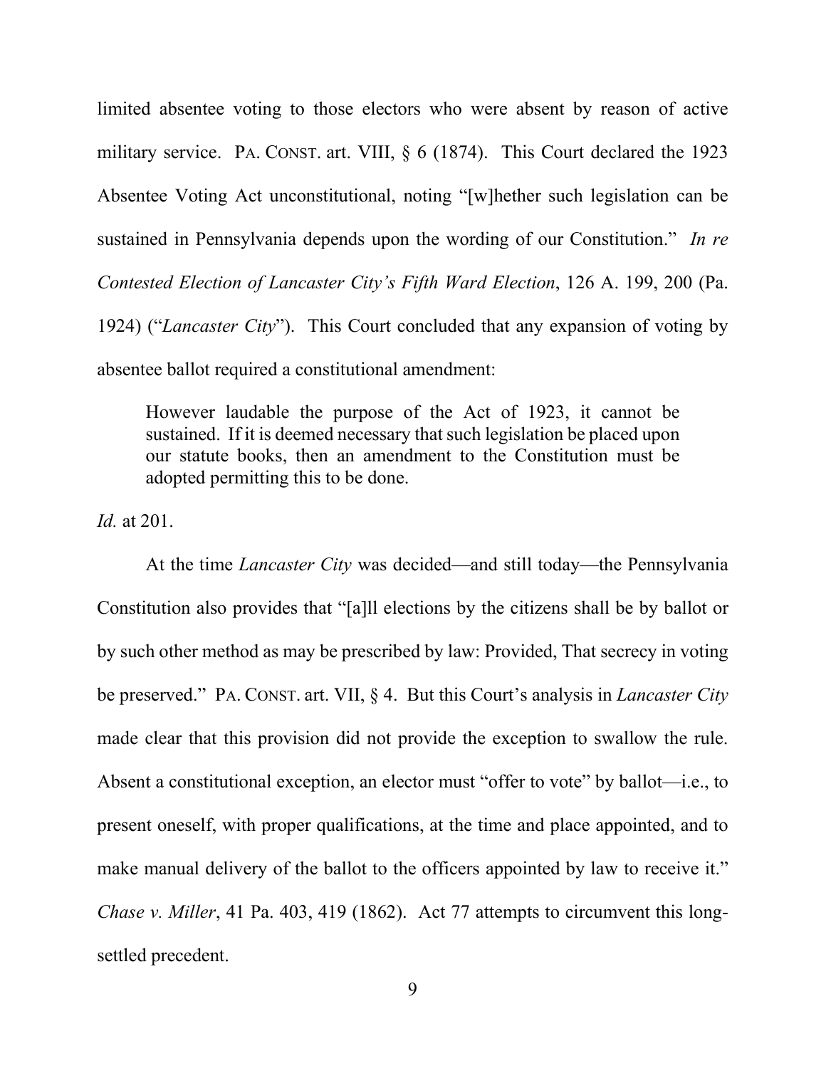limited absentee voting to those electors who were absent by reason of active military service. PA. CONST. art. VIII, § 6 (1874). This Court declared the 1923 Absentee Voting Act unconstitutional, noting "[w]hether such legislation can be sustained in Pennsylvania depends upon the wording of our Constitution." *In re Contested Election of Lancaster City's Fifth Ward Election*, 126 A. 199, 200 (Pa. 1924) ("*Lancaster City*"). This Court concluded that any expansion of voting by absentee ballot required a constitutional amendment:

> However laudable the purpose of the Act of 1923, it cannot be sustained. If it is deemed necessary that such legislation be placed upon our statute books, then an amendment to the Constitution must be adopted permitting this to be done.

*Id.* at 201.

At the time *Lancaster City* was decided—and still today—the Pennsylvania Constitution also provides that "[a]ll elections by the citizens shall be by ballot or by such other method as may be prescribed by law: Provided, That secrecy in voting be preserved." PA. CONST. art. VII, § 4. But this Court's analysis in *Lancaster City* made clear that this provision did not provide the exception to swallow the rule. Absent a constitutional exception, an elector must "offer to vote" by ballot—i.e., to present oneself, with proper qualifications, at the time and place appointed, and to make manual delivery of the ballot to the officers appointed by law to receive it." *Chase v. Miller*, 41 Pa. 403, 419 (1862). Act 77 attempts to circumvent this long-settled precedent.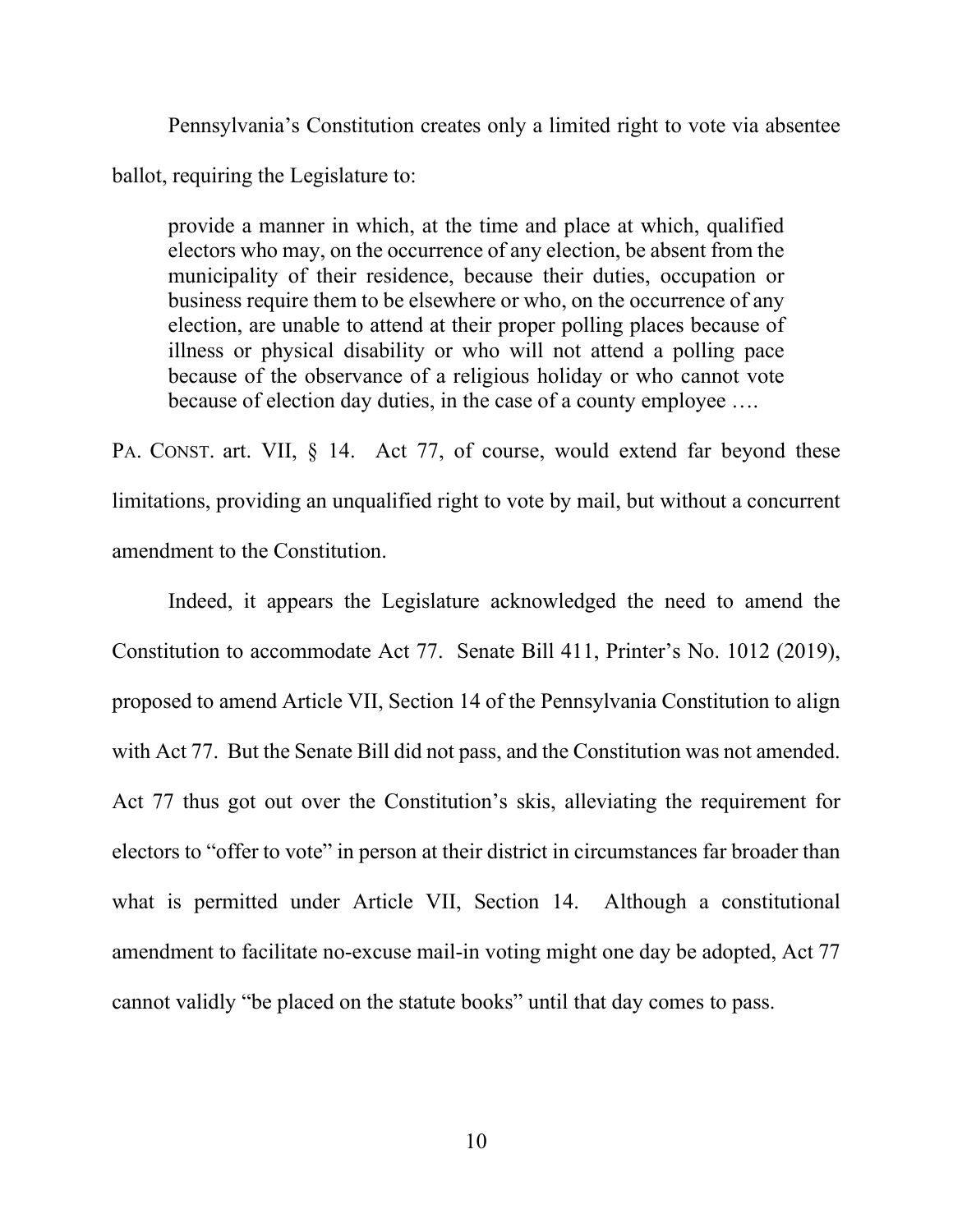Pennsylvania's Constitution creates only a limited right to vote via absentee ballot, requiring the Legislature to:

> provide a manner in which, at the time and place at which, qualified electors who may, on the occurrence of any election, be absent from the municipality of their residence, because their duties, occupation or business require them to be elsewhere or who, on the occurrence of any election, are unable to attend at their proper polling places because of illness or physical disability or who will not attend a polling pace because of the observance of a religious holiday or who cannot vote because of election day duties, in the case of a county employee ….

PA. CONST. art. VII, § 14. Act 77, of course, would extend far beyond these limitations, providing an unqualified right to vote by mail, but without a concurrent amendment to the Constitution.

Indeed, it appears the Legislature acknowledged the need to amend the Constitution to accommodate Act 77. Senate Bill 411, Printer's No. 1012 (2019), proposed to amend Article VII, Section 14 of the Pennsylvania Constitution to align with Act 77. But the Senate Bill did not pass, and the Constitution was not amended. Act 77 thus got out over the Constitution's skis, alleviating the requirement for electors to "offer to vote" in person at their district in circumstances far broader than what is permitted under Article VII, Section 14. Although a constitutional amendment to facilitate no-excuse mail-in voting might one day be adopted, Act 77 cannot validly "be placed on the statute books" until that day comes to pass.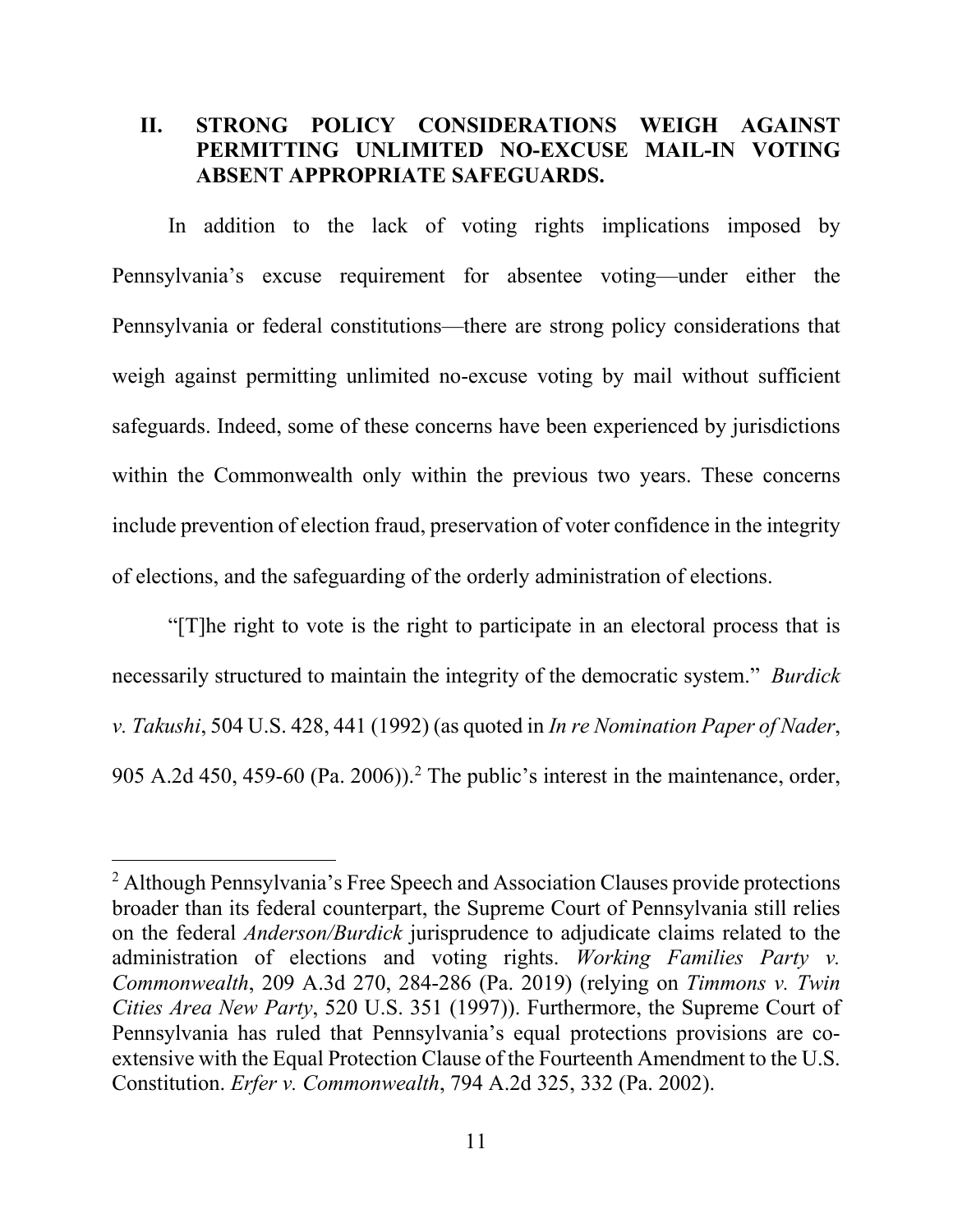## II. STRONG POLICY CONSIDERATIONS WEIGH AGAINST PERMITTING UNLIMITED NO-EXCUSE MAIL-IN VOTING ABSENT APPROPRIATE SAFEGUARDS.

In addition to the lack of voting rights implications imposed by Pennsylvania's excuse requirement for absentee voting—under either the Pennsylvania or federal constitutions—there are strong policy considerations that weigh against permitting unlimited no-excuse voting by mail without sufficient safeguards. Indeed, some of these concerns have been experienced by jurisdictions within the Commonwealth only within the previous two years. These concerns include prevention of election fraud, preservation of voter confidence in the integrity of elections, and the safeguarding of the orderly administration of elections.

"[T]he right to vote is the right to participate in an electoral process that is necessarily structured to maintain the integrity of the democratic system." *Burdick v. Takushi*, 504 U.S. 428, 441 (1992) (as quoted in *In re Nomination Paper of Nader*, 905 A.2d 450, 459-60 (Pa. 2006)).[2] The public's interest in the maintenance, order,

---

[2] Although Pennsylvania's Free Speech and Association Clauses provide protections broader than its federal counterpart, the Supreme Court of Pennsylvania still relies on the federal *Anderson/Burdick* jurisprudence to adjudicate claims related to the administration of elections and voting rights. *Working Families Party v. Commonwealth*, 209 A.3d 270, 284-286 (Pa. 2019) (relying on *Timmons v. Twin Cities Area New Party*, 520 U.S. 351 (1997)). Furthermore, the Supreme Court of Pennsylvania has ruled that Pennsylvania's equal protections provisions are co-extensive with the Equal Protection Clause of the Fourteenth Amendment to the U.S. Constitution. *Erfer v. Commonwealth*, 794 A.2d 325, 332 (Pa. 2002).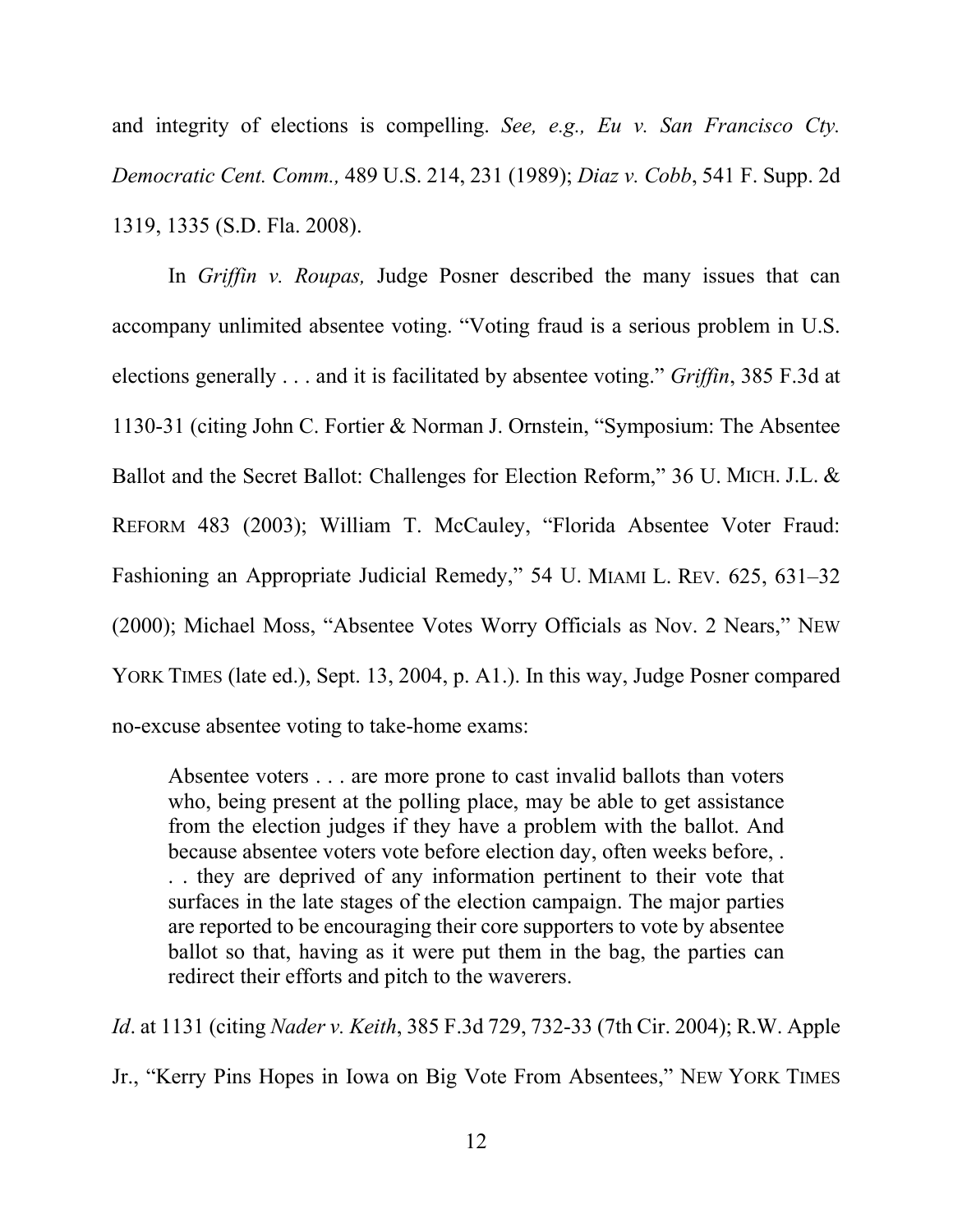and integrity of elections is compelling. *See, e.g., Eu v. San Francisco Cty. Democratic Cent. Comm.,* 489 U.S. 214, 231 (1989); *Diaz v. Cobb*, 541 F. Supp. 2d 1319, 1335 (S.D. Fla. 2008).

In *Griffin v. Roupas,* Judge Posner described the many issues that can accompany unlimited absentee voting. "Voting fraud is a serious problem in U.S. elections generally . . . and it is facilitated by absentee voting." *Griffin*, 385 F.3d at 1130-31 (citing John C. Fortier & Norman J. Ornstein, "Symposium: The Absentee Ballot and the Secret Ballot: Challenges for Election Reform," 36 U. MICH. J.L. & REFORM 483 (2003); William T. McCauley, "Florida Absentee Voter Fraud: Fashioning an Appropriate Judicial Remedy," 54 U. MIAMI L. REV. 625, 631–32 (2000); Michael Moss, "Absentee Votes Worry Officials as Nov. 2 Nears," NEW YORK TIMES (late ed.), Sept. 13, 2004, p. A1.). In this way, Judge Posner compared no-excuse absentee voting to take-home exams:

> Absentee voters . . . are more prone to cast invalid ballots than voters who, being present at the polling place, may be able to get assistance from the election judges if they have a problem with the ballot. And because absentee voters vote before election day, often weeks before, . . . they are deprived of any information pertinent to their vote that surfaces in the late stages of the election campaign. The major parties are reported to be encouraging their core supporters to vote by absentee ballot so that, having as it were put them in the bag, the parties can redirect their efforts and pitch to the waverers.

*Id*. at 1131 (citing *Nader v. Keith*, 385 F.3d 729, 732-33 (7th Cir. 2004); R.W. Apple Jr., "Kerry Pins Hopes in Iowa on Big Vote From Absentees," NEW YORK TIMES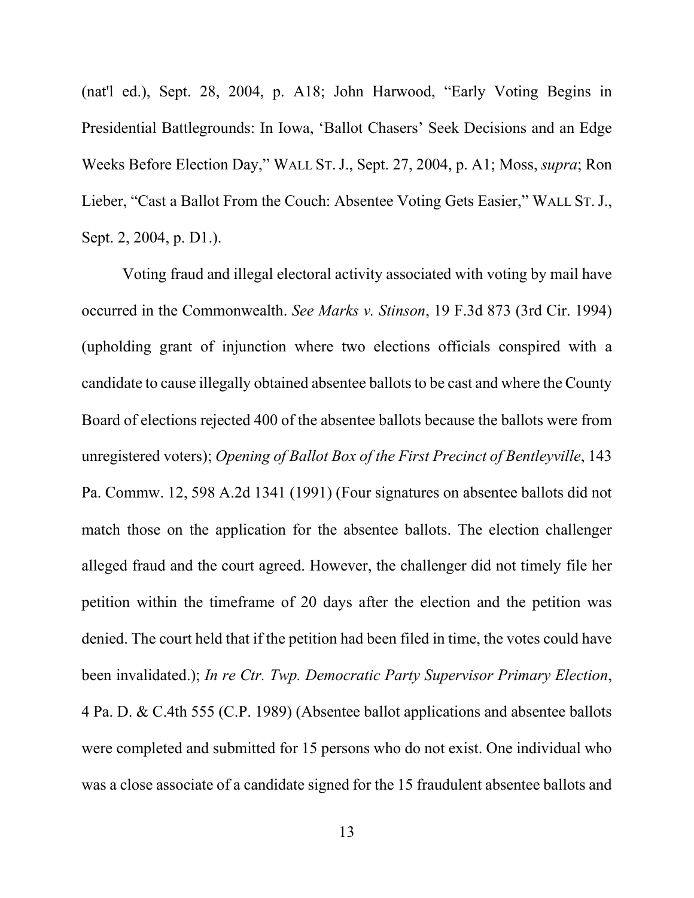(nat'l ed.), Sept. 28, 2004, p. A18; John Harwood, "Early Voting Begins in Presidential Battlegrounds: In Iowa, 'Ballot Chasers' Seek Decisions and an Edge Weeks Before Election Day," WALL ST. J., Sept. 27, 2004, p. A1; Moss, *supra*; Ron Lieber, "Cast a Ballot From the Couch: Absentee Voting Gets Easier," WALL ST. J., Sept. 2, 2004, p. D1.).

Voting fraud and illegal electoral activity associated with voting by mail have occurred in the Commonwealth. *See Marks v. Stinson*, 19 F.3d 873 (3rd Cir. 1994) (upholding grant of injunction where two elections officials conspired with a candidate to cause illegally obtained absentee ballots to be cast and where the County Board of elections rejected 400 of the absentee ballots because the ballots were from unregistered voters); *Opening of Ballot Box of the First Precinct of Bentleyville*, 143 Pa. Commw. 12, 598 A.2d 1341 (1991) (Four signatures on absentee ballots did not match those on the application for the absentee ballots. The election challenger alleged fraud and the court agreed. However, the challenger did not timely file her petition within the timeframe of 20 days after the election and the petition was denied. The court held that if the petition had been filed in time, the votes could have been invalidated.); *In re Ctr. Twp. Democratic Party Supervisor Primary Election*, 4 Pa. D. & C.4th 555 (C.P. 1989) (Absentee ballot applications and absentee ballots were completed and submitted for 15 persons who do not exist. One individual who was a close associate of a candidate signed for the 15 fraudulent absentee ballots and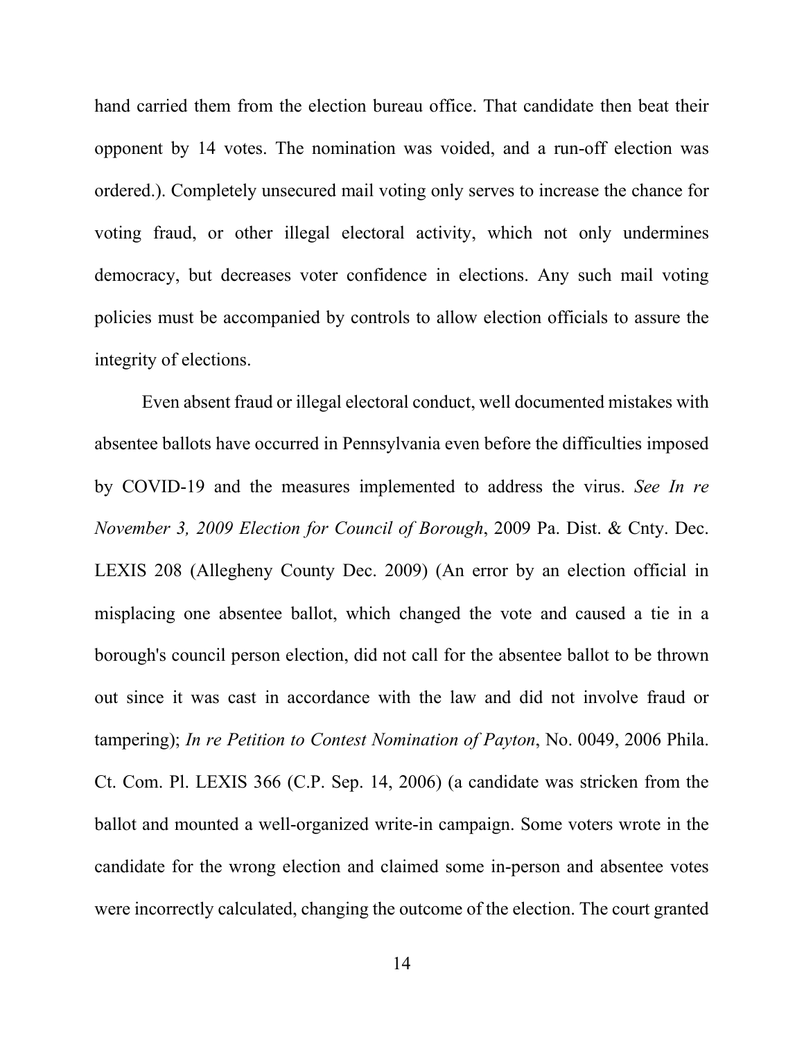hand carried them from the election bureau office. That candidate then beat their opponent by 14 votes. The nomination was voided, and a run-off election was ordered.). Completely unsecured mail voting only serves to increase the chance for voting fraud, or other illegal electoral activity, which not only undermines democracy, but decreases voter confidence in elections. Any such mail voting policies must be accompanied by controls to allow election officials to assure the integrity of elections.

Even absent fraud or illegal electoral conduct, well documented mistakes with absentee ballots have occurred in Pennsylvania even before the difficulties imposed by COVID-19 and the measures implemented to address the virus. *See In re November 3, 2009 Election for Council of Borough*, 2009 Pa. Dist. & Cnty. Dec. LEXIS 208 (Allegheny County Dec. 2009) (An error by an election official in misplacing one absentee ballot, which changed the vote and caused a tie in a borough's council person election, did not call for the absentee ballot to be thrown out since it was cast in accordance with the law and did not involve fraud or tampering); *In re Petition to Contest Nomination of Payton*, No. 0049, 2006 Phila. Ct. Com. Pl. LEXIS 366 (C.P. Sep. 14, 2006) (a candidate was stricken from the ballot and mounted a well-organized write-in campaign. Some voters wrote in the candidate for the wrong election and claimed some in-person and absentee votes were incorrectly calculated, changing the outcome of the election. The court granted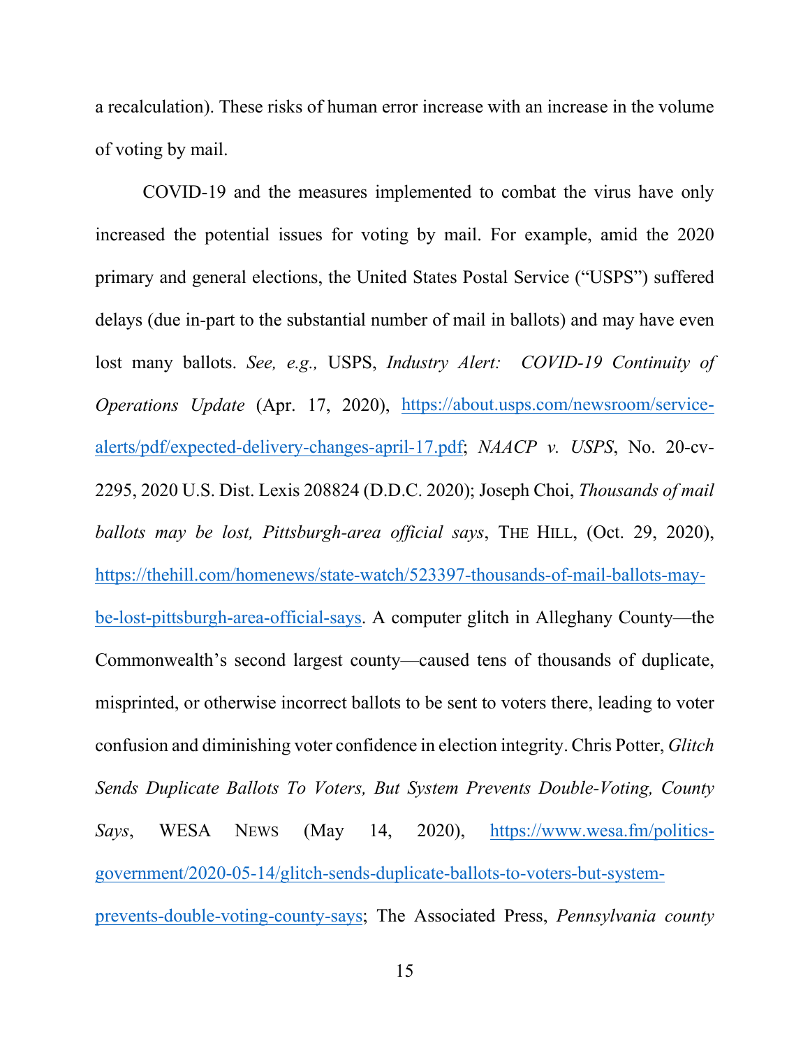a recalculation). These risks of human error increase with an increase in the volume of voting by mail.

COVID-19 and the measures implemented to combat the virus have only increased the potential issues for voting by mail. For example, amid the 2020 primary and general elections, the United States Postal Service ("USPS") suffered delays (due in-part to the substantial number of mail in ballots) and may have even lost many ballots. *See, e.g.,* USPS, *Industry Alert: COVID-19 Continuity of Operations Update* (Apr. 17, 2020), https://about.usps.com/newsroom/service-alerts/pdf/expected-delivery-changes-april-17.pdf; *NAACP v. USPS*, No. 20-cv-2295, 2020 U.S. Dist. Lexis 208824 (D.D.C. 2020); Joseph Choi, *Thousands of mail ballots may be lost, Pittsburgh-area official says*, THE HILL, (Oct. 29, 2020), https://thehill.com/homenews/state-watch/523397-thousands-of-mail-ballots-may-be-lost-pittsburgh-area-official-says. A computer glitch in Alleghany County—the Commonwealth's second largest county—caused tens of thousands of duplicate, misprinted, or otherwise incorrect ballots to be sent to voters there, leading to voter confusion and diminishing voter confidence in election integrity. Chris Potter, *Glitch Sends Duplicate Ballots To Voters, But System Prevents Double-Voting, County Says*, WESA NEWS (May 14, 2020), https://www.wesa.fm/politics-government/2020-05-14/glitch-sends-duplicate-ballots-to-voters-but-system-prevents-double-voting-county-says; The Associated Press, *Pennsylvania county*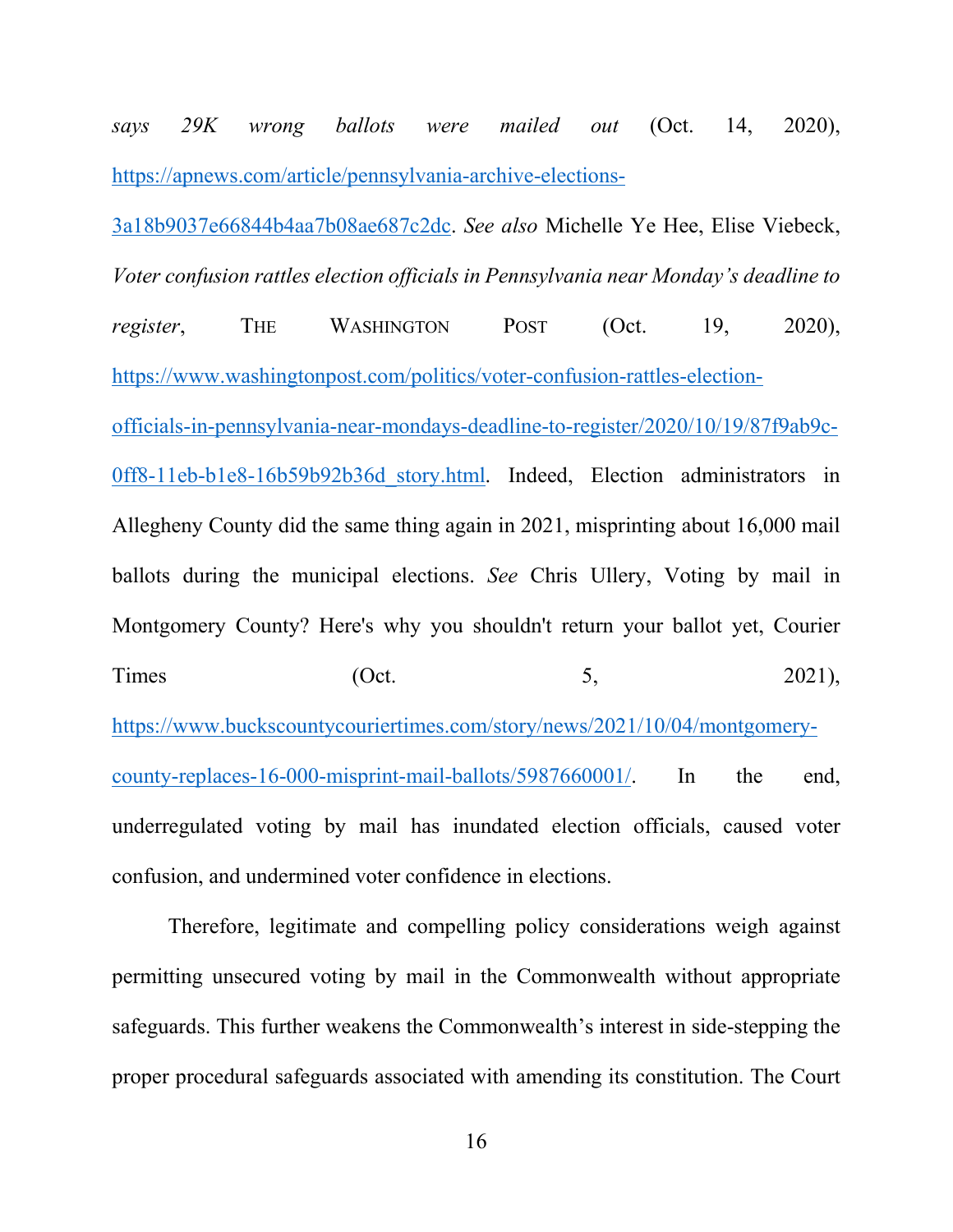*says 29K wrong ballots were mailed out* (Oct. 14, 2020), https://apnews.com/article/pennsylvania-archive-elections-3a18b9037e66844b4aa7b08ae687c2dc. *See also* Michelle Ye Hee, Elise Viebeck, *Voter confusion rattles election officials in Pennsylvania near Monday's deadline to register*, THE WASHINGTON POST (Oct. 19, 2020), https://www.washingtonpost.com/politics/voter-confusion-rattles-election-officials-in-pennsylvania-near-mondays-deadline-to-register/2020/10/19/87f9ab9c-0ff8-11eb-b1e8-16b59b92b36d_story.html. Indeed, Election administrators in Allegheny County did the same thing again in 2021, misprinting about 16,000 mail ballots during the municipal elections. *See* Chris Ullery, Voting by mail in Montgomery County? Here's why you shouldn't return your ballot yet, Courier Times (Oct. 5, 2021), https://www.buckscountycouriertimes.com/story/news/2021/10/04/montgomery-county-replaces-16-000-misprint-mail-ballots/5987660001/. In the end, underregulated voting by mail has inundated election officials, caused voter confusion, and undermined voter confidence in elections.

Therefore, legitimate and compelling policy considerations weigh against permitting unsecured voting by mail in the Commonwealth without appropriate safeguards. This further weakens the Commonwealth's interest in side-stepping the proper procedural safeguards associated with amending its constitution. The Court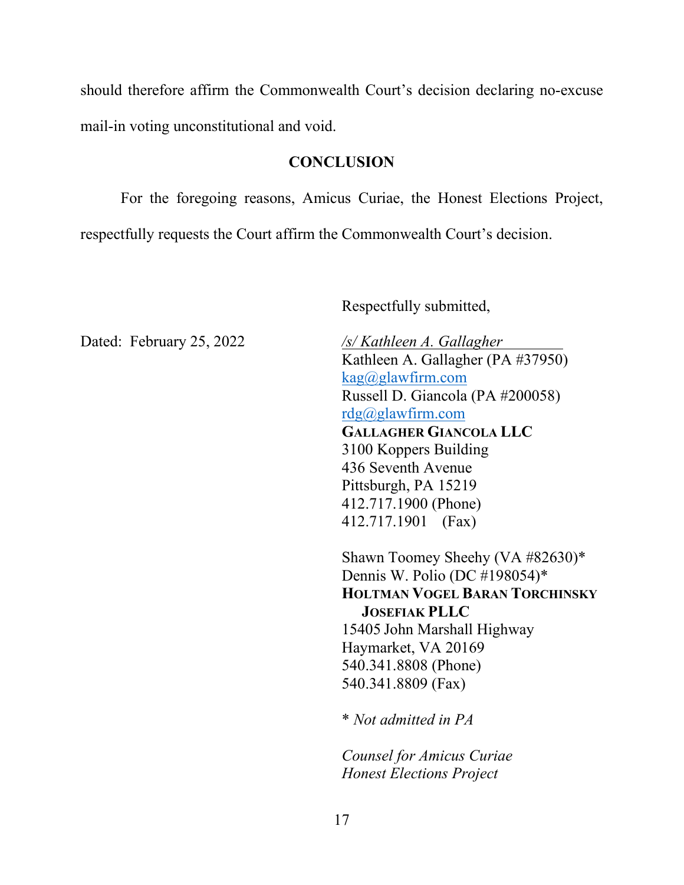should therefore affirm the Commonwealth Court's decision declaring no-excuse mail-in voting unconstitutional and void.

## CONCLUSION

For the foregoing reasons, Amicus Curiae, the Honest Elections Project, respectfully requests the Court affirm the Commonwealth Court's decision.

Respectfully submitted,

Dated: February 25, 2022

*/s/ Kathleen A. Gallagher*
Kathleen A. Gallagher (PA #37950)
kag@glawfirm.com
Russell D. Giancola (PA #200058)
rdg@glawfirm.com
**GALLAGHER GIANCOLA LLC**
3100 Koppers Building
436 Seventh Avenue
Pittsburgh, PA 15219
412.717.1900 (Phone)
412.717.1901 (Fax)

Shawn Toomey Sheehy (VA #82630)*
Dennis W. Polio (DC #198054)*
**HOLTMAN VOGEL BARAN TORCHINSKY JOSEFIAK PLLC**
15405 John Marshall Highway
Haymarket, VA 20169
540.341.8808 (Phone)
540.341.8809 (Fax)

* *Not admitted in PA*

*Counsel for Amicus Curiae*
*Honest Elections Project*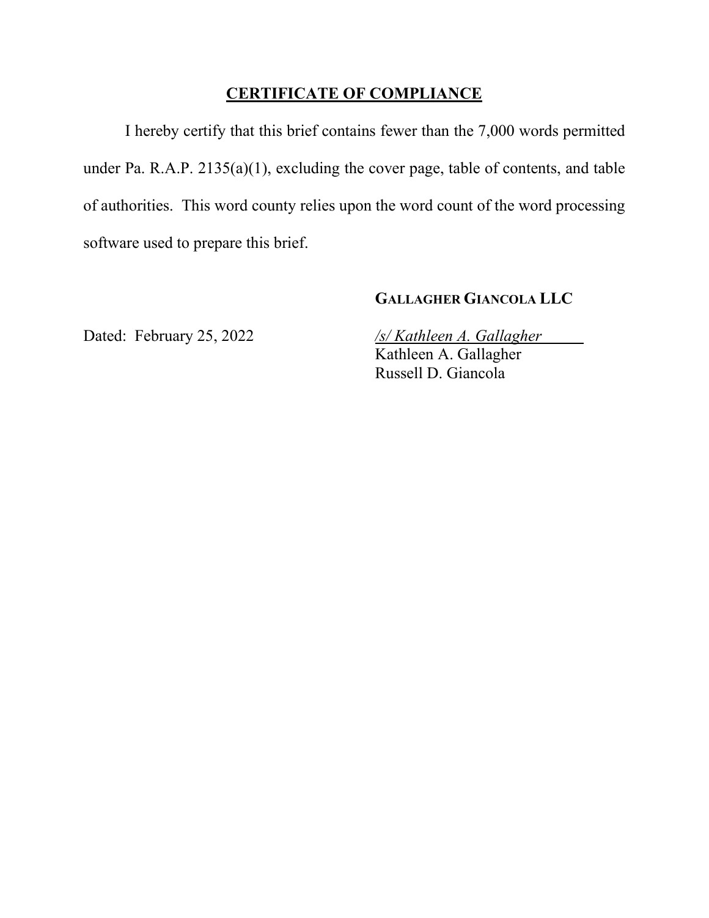## CERTIFICATE OF COMPLIANCE

I hereby certify that this brief contains fewer than the 7,000 words permitted under Pa. R.A.P. 2135(a)(1), excluding the cover page, table of contents, and table of authorities. This word county relies upon the word count of the word processing software used to prepare this brief.

**GALLAGHER GIANCOLA LLC**

Dated: February 25, 2022

*/s/ Kathleen A. Gallagher*
Kathleen A. Gallagher
Russell D. Giancola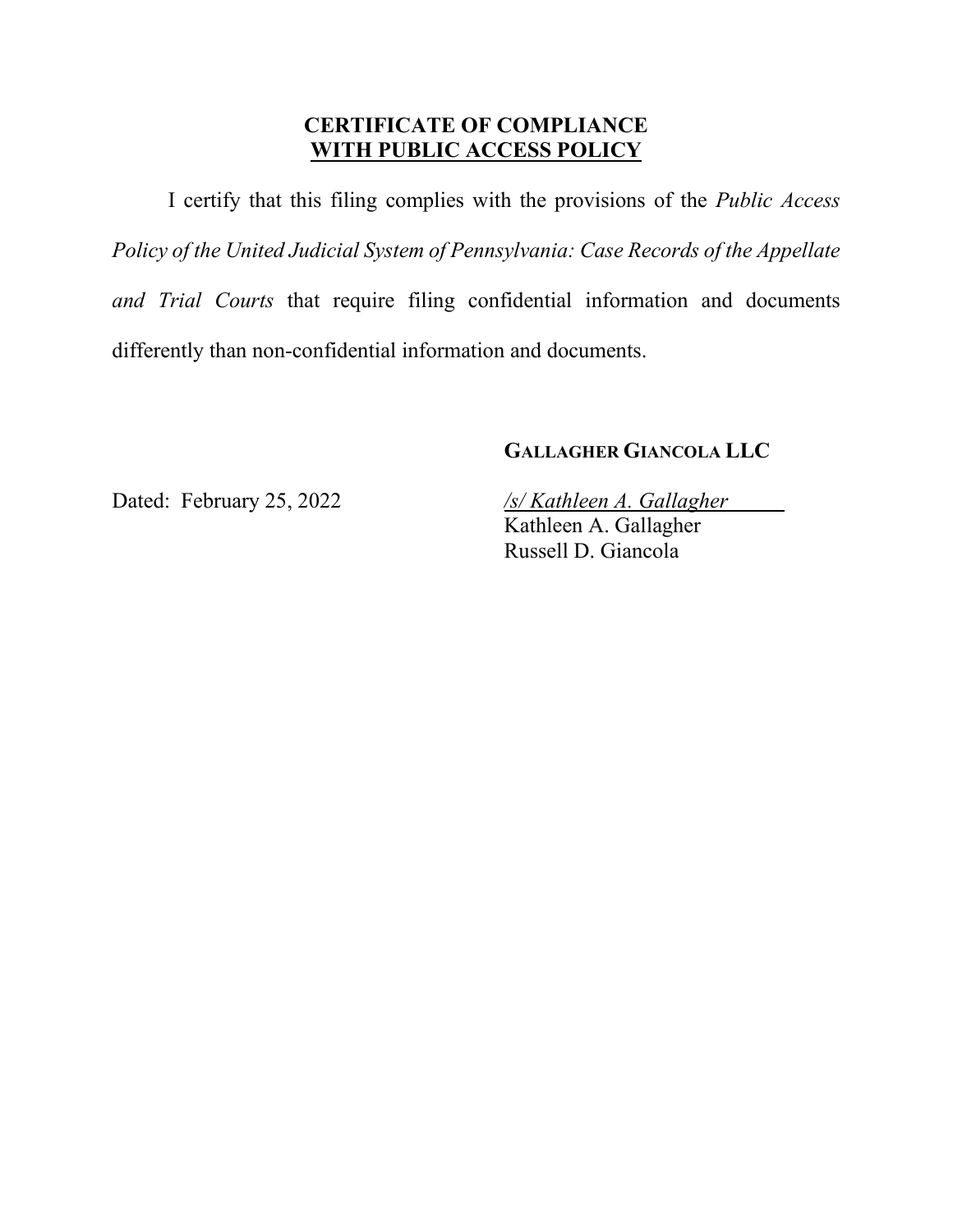## CERTIFICATE OF COMPLIANCE
## WITH PUBLIC ACCESS POLICY

I certify that this filing complies with the provisions of the *Public Access Policy of the United Judicial System of Pennsylvania: Case Records of the Appellate and Trial Courts* that require filing confidential information and documents differently than non-confidential information and documents.

**GALLAGHER GIANCOLA LLC**

Dated: February 25, 2022

*/s/ Kathleen A. Gallagher*
Kathleen A. Gallagher
Russell D. Giancola